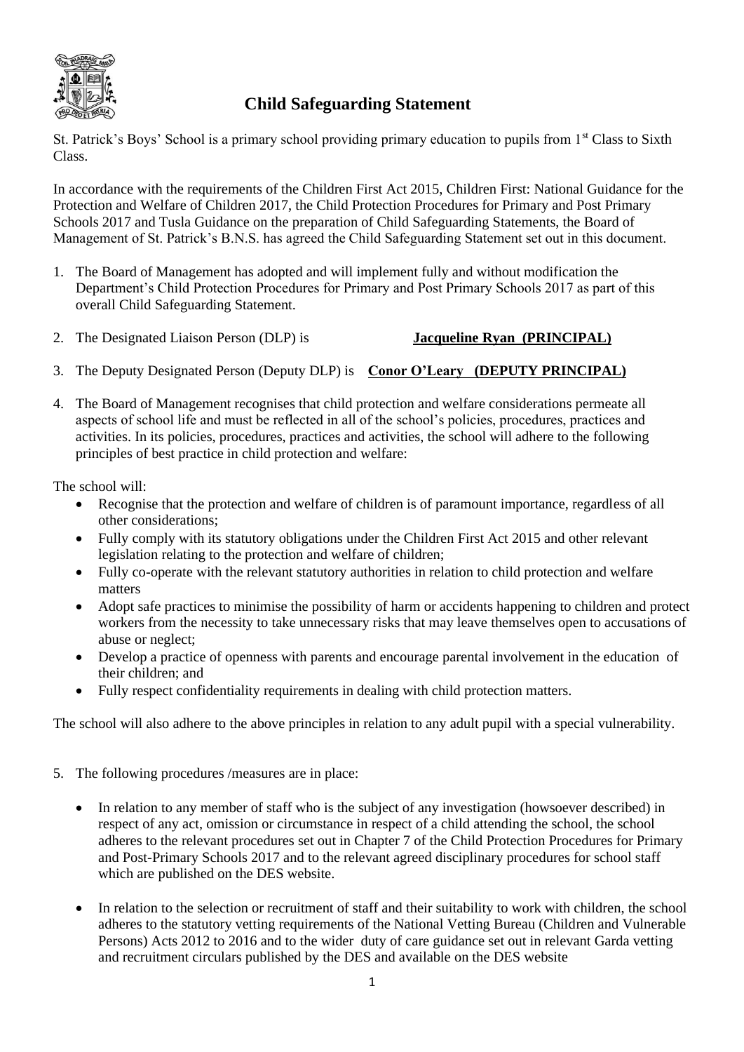# Child Safeguarding Statement

St. Patrick's Boys' School is a primary school providing primary education to pupils from 1st Class to Sixth Class.

In accordance with the requirements of the Children First Act 2015, Children First: National Guidance for the Protection and Welfare of Children 2017, the Child Protection Procedures for Primary and Post Primary Schools 2017 and Tusla Guidance on the preparation of Child Safeguarding Statements, the Board of Management of St. Patrick's B.N.S. has agreed the Child Safeguarding Statement set out in this document.

1. The Board of Management has adopted and will implement fully and without modification the Department's Child Protection Procedures for Primary and Post Primary Schools 2017 as part of this overall Child Safeguarding Statement.

2. The Designated Liaison Person (DLP) is **Jacqueline Ryan (PRINCIPAL)**

3. The Deputy Designated Person (Deputy DLP) is **Conor O'Leary (DEPUTY PRINCIPAL)**

4. The Board of Management recognises that child protection and welfare considerations permeate all aspects of school life and must be reflected in all of the school's policies, procedures, practices and activities. In its policies, procedures, practices and activities, the school will adhere to the following principles of best practice in child protection and welfare:

The school will:

- Recognise that the protection and welfare of children is of paramount importance, regardless of all other considerations;
- Fully comply with its statutory obligations under the Children First Act 2015 and other relevant legislation relating to the protection and welfare of children;
- Fully co-operate with the relevant statutory authorities in relation to child protection and welfare matters
- Adopt safe practices to minimise the possibility of harm or accidents happening to children and protect workers from the necessity to take unnecessary risks that may leave themselves open to accusations of abuse or neglect;
- Develop a practice of openness with parents and encourage parental involvement in the education of their children; and
- Fully respect confidentiality requirements in dealing with child protection matters.

The school will also adhere to the above principles in relation to any adult pupil with a special vulnerability.

5. The following procedures /measures are in place:

- In relation to any member of staff who is the subject of any investigation (howsoever described) in respect of any act, omission or circumstance in respect of a child attending the school, the school adheres to the relevant procedures set out in Chapter 7 of the Child Protection Procedures for Primary and Post-Primary Schools 2017 and to the relevant agreed disciplinary procedures for school staff which are published on the DES website.

- In relation to the selection or recruitment of staff and their suitability to work with children, the school adheres to the statutory vetting requirements of the National Vetting Bureau (Children and Vulnerable Persons) Acts 2012 to 2016 and to the wider duty of care guidance set out in relevant Garda vetting and recruitment circulars published by the DES and available on the DES website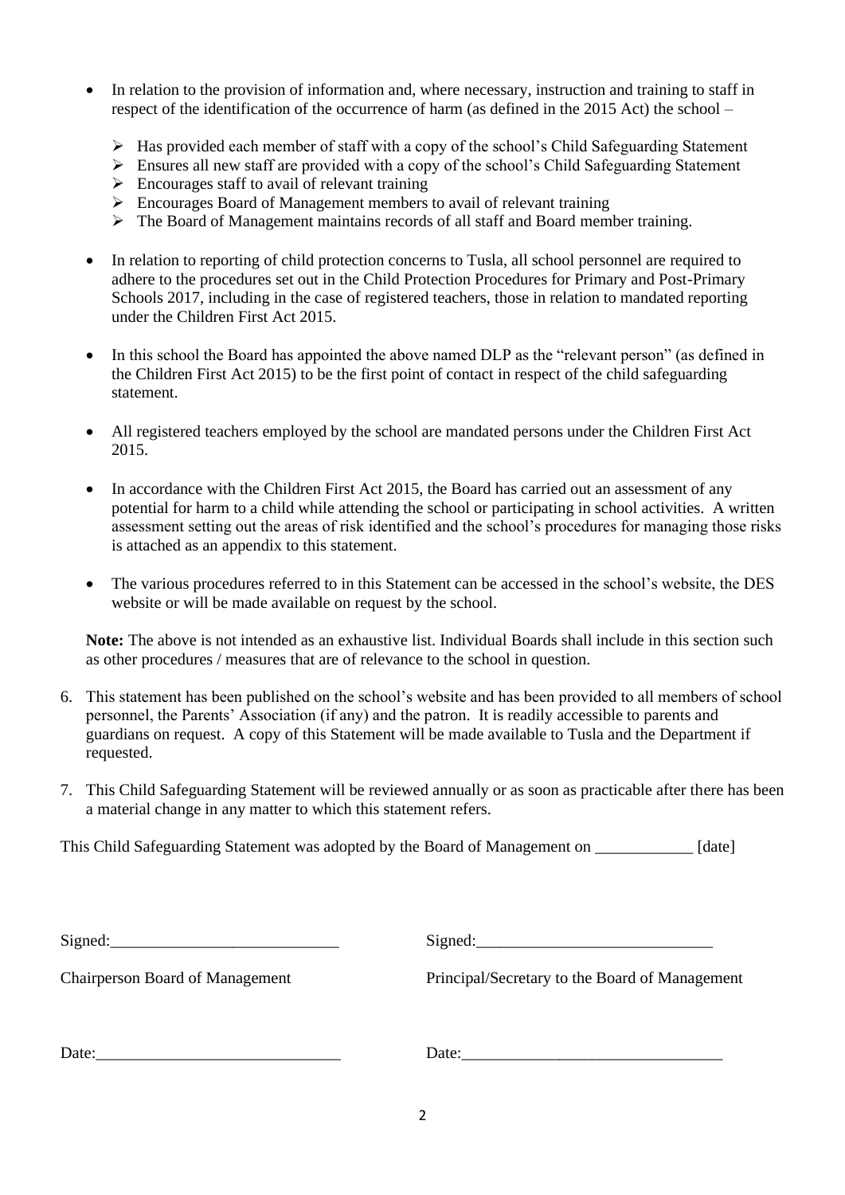- In relation to the provision of information and, where necessary, instruction and training to staff in respect of the identification of the occurrence of harm (as defined in the 2015 Act) the school –

  - Has provided each member of staff with a copy of the school's Child Safeguarding Statement
  - Ensures all new staff are provided with a copy of the school's Child Safeguarding Statement
  - Encourages staff to avail of relevant training
  - Encourages Board of Management members to avail of relevant training
  - The Board of Management maintains records of all staff and Board member training.

- In relation to reporting of child protection concerns to Tusla, all school personnel are required to adhere to the procedures set out in the Child Protection Procedures for Primary and Post-Primary Schools 2017, including in the case of registered teachers, those in relation to mandated reporting under the Children First Act 2015.

- In this school the Board has appointed the above named DLP as the "relevant person" (as defined in the Children First Act 2015) to be the first point of contact in respect of the child safeguarding statement.

- All registered teachers employed by the school are mandated persons under the Children First Act 2015.

- In accordance with the Children First Act 2015, the Board has carried out an assessment of any potential for harm to a child while attending the school or participating in school activities. A written assessment setting out the areas of risk identified and the school's procedures for managing those risks is attached as an appendix to this statement.

- The various procedures referred to in this Statement can be accessed in the school's website, the DES website or will be made available on request by the school.

**Note:** The above is not intended as an exhaustive list. Individual Boards shall include in this section such as other procedures / measures that are of relevance to the school in question.

6. This statement has been published on the school's website and has been provided to all members of school personnel, the Parents' Association (if any) and the patron. It is readily accessible to parents and guardians on request. A copy of this Statement will be made available to Tusla and the Department if requested.

7. This Child Safeguarding Statement will be reviewed annually or as soon as practicable after there has been a material change in any matter to which this statement refers.

This Child Safeguarding Statement was adopted by the Board of Management on ____________ [date]

Signed:____________________________

Chairperson Board of Management

Date:______________________________

Signed:_____________________________

Principal/Secretary to the Board of Management

Date:________________________________